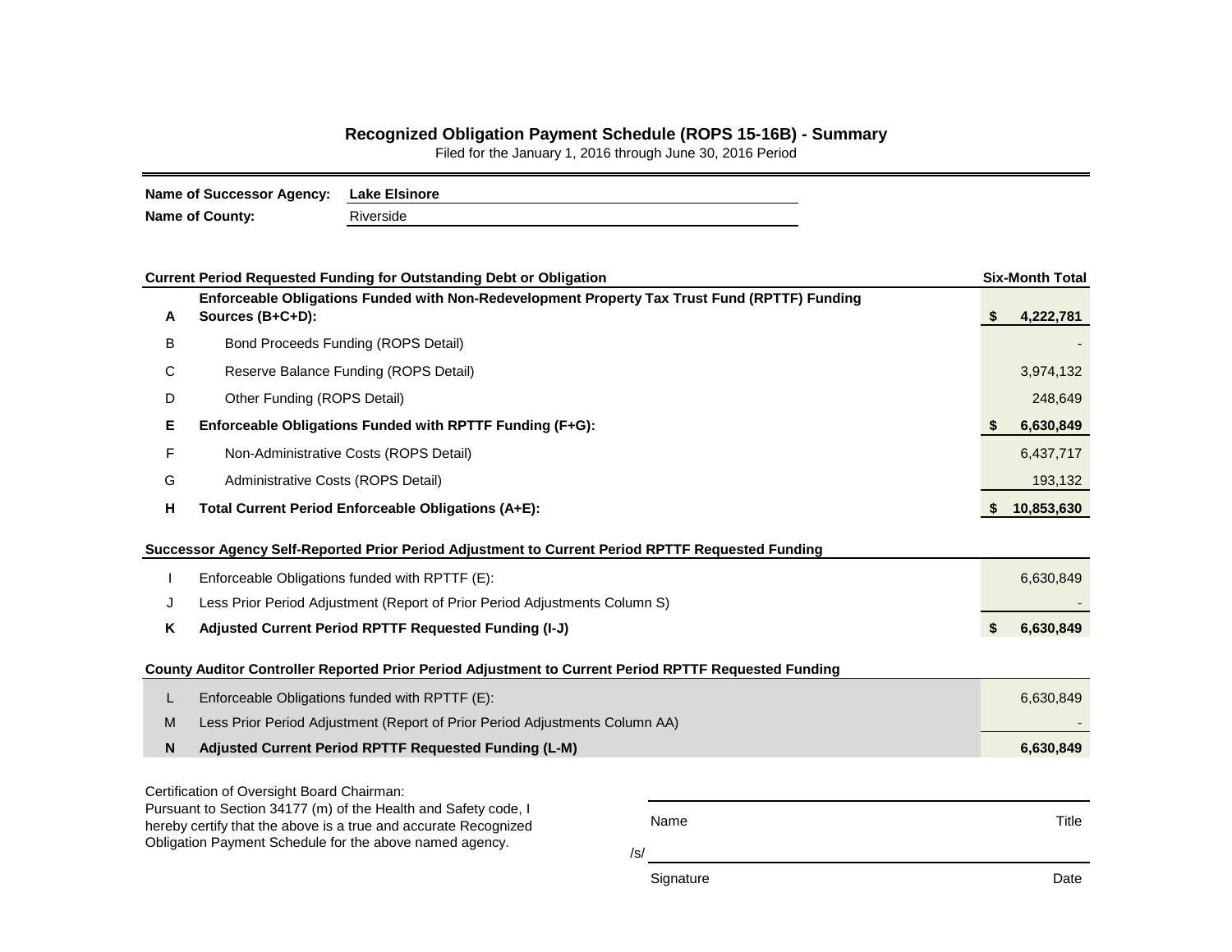# Recognized Obligation Payment Schedule (ROPS 15-16B) - Summary

Filed for the January 1, 2016 through June 30, 2016 Period

**Name of Successor Agency:** **Lake Elsinore**

**Name of County:** Riverside

| | **Current Period Requested Funding for Outstanding Debt or Obligation** | **Six-Month Total** |
|---|---|---|
| **A** | **Enforceable Obligations Funded with Non-Redevelopment Property Tax Trust Fund (RPTTF) Funding Sources (B+C+D):** | **$ 4,222,781** |
| B | Bond Proceeds Funding (ROPS Detail) | - |
| C | Reserve Balance Funding (ROPS Detail) | 3,974,132 |
| D | Other Funding (ROPS Detail) | 248,649 |
| **E** | **Enforceable Obligations Funded with RPTTF Funding (F+G):** | **$ 6,630,849** |
| F | Non-Administrative Costs (ROPS Detail) | 6,437,717 |
| G | Administrative Costs (ROPS Detail) | 193,132 |
| **H** | **Total Current Period Enforceable Obligations (A+E):** | **$ 10,853,630** |

| | **Successor Agency Self-Reported Prior Period Adjustment to Current Period RPTTF Requested Funding** | |
|---|---|---|
| I | Enforceable Obligations funded with RPTTF (E): | 6,630,849 |
| J | Less Prior Period Adjustment (Report of Prior Period Adjustments Column S) | - |
| **K** | **Adjusted Current Period RPTTF Requested Funding (I-J)** | **$ 6,630,849** |

| | **County Auditor Controller Reported Prior Period Adjustment to Current Period RPTTF Requested Funding** | |
|---|---|---|
| L | Enforceable Obligations funded with RPTTF (E): | 6,630,849 |
| M | Less Prior Period Adjustment (Report of Prior Period Adjustments Column AA) | - |
| **N** | **Adjusted Current Period RPTTF Requested Funding (L-M)** | **6,630,849** |

Certification of Oversight Board Chairman:
Pursuant to Section 34177 (m) of the Health and Safety code, I hereby certify that the above is a true and accurate Recognized Obligation Payment Schedule for the above named agency.

| Name | Title |
|---|---|
| /s/ | |
| Signature | Date |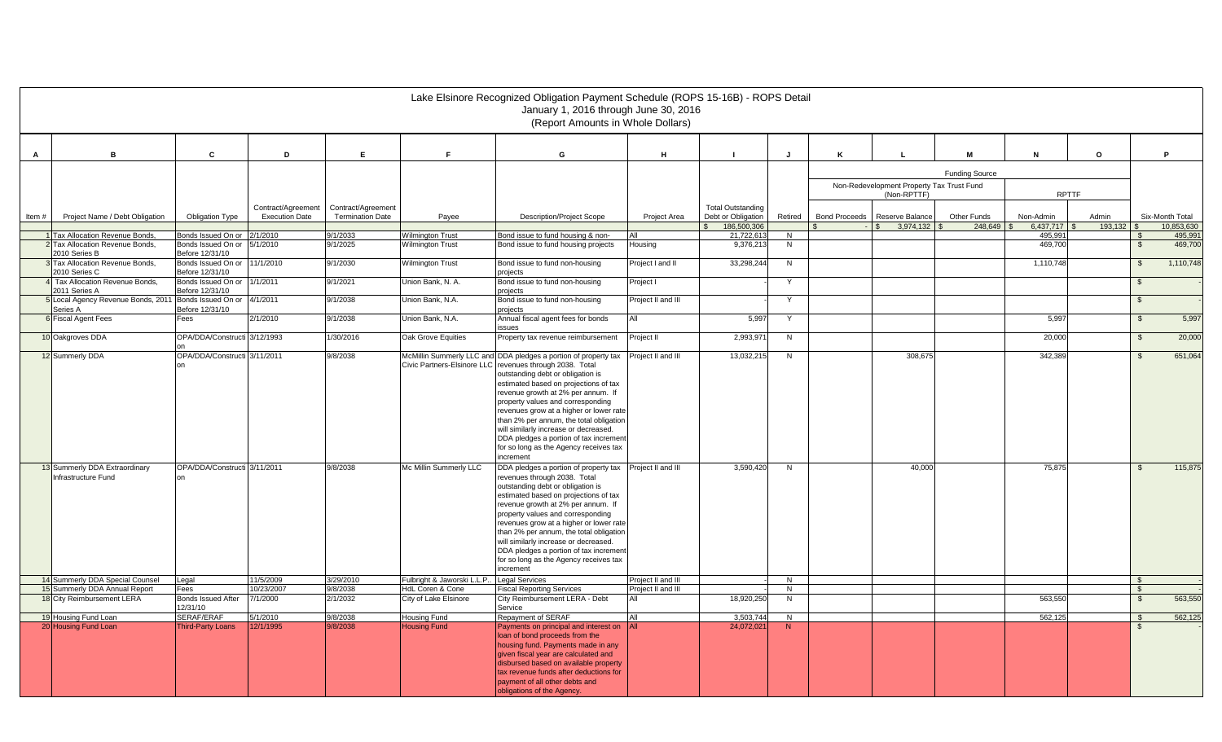# Lake Elsinore Recognized Obligation Payment Schedule (ROPS 15-16B) - ROPS Detail
January 1, 2016 through June 30, 2016
(Report Amounts in Whole Dollars)

| A | B | C | D | E | F | G | H | I | J | K | L | M | N | O | P |
|---|---|---|---|---|---|---|---|---|---|---|---|---|---|---|---|
| | | | | | | | | | | Funding Source | | | | | |
| | | | | | | | | | | Non-Redevelopment Property Tax Trust Fund (Non-RPTTF) | | | RPTTF | | |
| Item # | Project Name / Debt Obligation | Obligation Type | Contract/Agreement Execution Date | Contract/Agreement Termination Date | Payee | Description/Project Scope | Project Area | Total Outstanding Debt or Obligation | Retired | Bond Proceeds | Reserve Balance | Other Funds | Non-Admin | Admin | Six-Month Total |
| | | | | | | | | $ 186,500,306 | | $ - | $ 3,974,132 | $ 248,649 | $ 6,437,717 | $ 193,132 | $ 10,853,630 |
| 1 | Tax Allocation Revenue Bonds, | Bonds Issued On or | 2/1/2010 | 9/1/2033 | Wilmington Trust | Bond issue to fund housing & non- | All | 21,722,613 | N | | | | 495,991 | | $ 495,991 |
| 2 | Tax Allocation Revenue Bonds, 2010 Series B | Bonds Issued On or Before 12/31/10 | 5/1/2010 | 9/1/2025 | Wilmington Trust | Bond issue to fund housing projects | Housing | 9,376,213 | N | | | | 469,700 | | $ 469,700 |
| 3 | Tax Allocation Revenue Bonds, 2010 Series C | Bonds Issued On or Before 12/31/10 | 11/1/2010 | 9/1/2030 | Wilmington Trust | Bond issue to fund non-housing projects | Project I and II | 33,298,244 | N | | | | 1,110,748 | | $ 1,110,748 |
| 4 | Tax Allocation Revenue Bonds, 2011 Series A | Bonds Issued On or Before 12/31/10 | 1/1/2011 | 9/1/2021 | Union Bank, N. A. | Bond issue to fund non-housing projects | Project I | - | Y | | | | | | $ - |
| 5 | Local Agency Revenue Bonds, 2011 Series A | Bonds Issued On or Before 12/31/10 | 4/1/2011 | 9/1/2038 | Union Bank, N.A. | Bond issue to fund non-housing projects | Project II and III | - | Y | | | | | | $ - |
| 6 | Fiscal Agent Fees | Fees | 2/1/2010 | 9/1/2038 | Union Bank, N.A. | Annual fiscal agent fees for bonds issues | All | 5,997 | Y | | | | 5,997 | | $ 5,997 |
| 10 | Oakgroves DDA | OPA/DDA/Construction | 3/12/1993 | 1/30/2016 | Oak Grove Equities | Property tax revenue reimbursement | Project II | 2,993,971 | N | | | | 20,000 | | $ 20,000 |
| 12 | Summerly DDA | OPA/DDA/Construction | 3/11/2011 | 9/8/2038 | McMillin Summerly LLC and Civic Partners-Elsinore LLC | DDA pledges a portion of property tax revenues through 2038. Total outstanding debt or obligation is estimated based on projections of tax revenue growth at 2% per annum. If property values and corresponding revenues grow at a higher or lower rate than 2% per annum, the total obligation will similarly increase or decreased. DDA pledges a portion of tax increment for so long as the Agency receives tax increment | Project II and III | 13,032,215 | N | | 308,675 | | 342,389 | | $ 651,064 |
| 13 | Summerly DDA Extraordinary Infrastructure Fund | OPA/DDA/Construction | 3/11/2011 | 9/8/2038 | Mc Millin Summerly LLC | DDA pledges a portion of property tax revenues through 2038. Total outstanding debt or obligation is estimated based on projections of tax revenue growth at 2% per annum. If property values and corresponding revenues grow at a higher or lower rate than 2% per annum, the total obligation will similarly increase or decreased. DDA pledges a portion of tax increment for so long as the Agency receives tax increment | Project II and III | 3,590,420 | N | | 40,000 | | 75,875 | | $ 115,875 |
| 14 | Summerly DDA Special Counsel | Legal | 11/5/2009 | 3/29/2010 | Fulbright & Jaworski L.L.P. | Legal Services | Project II and III | - | N | | | | | | $ - |
| 15 | Summerly DDA Annual Report | Fees | 10/23/2007 | 9/8/2038 | HdL Coren & Cone | Fiscal Reporting Services | Project II and III | - | N | | | | | | $ - |
| 18 | City Reimbursement LERA | Bonds Issued After 12/31/10 | 7/1/2000 | 2/1/2032 | City of Lake Elsinore | City Reimbursement LERA - Debt Service | All | 18,920,250 | N | | | | 563,550 | | $ 563,550 |
| 19 | Housing Fund Loan | SERAF/ERAF | 5/1/2010 | 9/8/2038 | Housing Fund | Repayment of SERAF | All | 3,503,744 | N | | | | 562,125 | | $ 562,125 |
| 20 | Housing Fund Loan | Third-Party Loans | 12/1/1995 | 9/8/2038 | Housing Fund | Payments on principal and interest on loan of bond proceeds from the housing fund. Payments made in any given fiscal year are calculated and disbursed based on available property tax revenue funds after deductions for payment of all other debts and obligations of the Agency. | All | 24,072,021 | N | | | | | | $ - |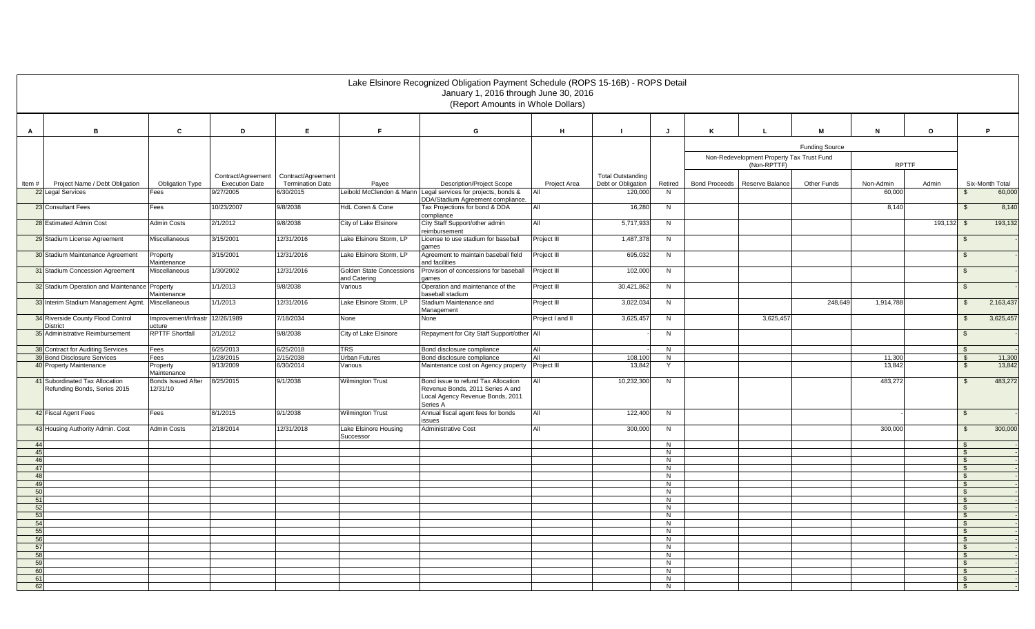# Lake Elsinore Recognized Obligation Payment Schedule (ROPS 15-16B) - ROPS Detail

January 1, 2016 through June 30, 2016

(Report Amounts in Whole Dollars)

| A | B | C | D | E | F | G | H | I | J | K | L | M | N | O | P |
|---|---|---|---|---|---|---|---|---|---|---|---|---|---|---|---|
| | | | | | | | | | | Funding Source | | | | | |
| | | | | | | | | | | Non-Redevelopment Property Tax Trust Fund (Non-RPTTF) | | | RPTTF | | |
| Item # | Project Name / Debt Obligation | Obligation Type | Contract/Agreement Execution Date | Contract/Agreement Termination Date | Payee | Description/Project Scope | Project Area | Total Outstanding Debt or Obligation | Retired | Bond Proceeds | Reserve Balance | Other Funds | Non-Admin | Admin | Six-Month Total |
| 22 | Legal Services | Fees | 9/27/2005 | 6/30/2015 | Leibold McClendon & Mann | Legal services for projects, bonds & DDA/Stadium Agreement compliance. | All | 120,000 | N | | | | 60,000 | | $ 60,000 |
| 23 | Consultant Fees | Fees | 10/23/2007 | 9/8/2038 | HdL Coren & Cone | Tax Projections for bond & DDA compliance | All | 16,280 | N | | | | 8,140 | | $ 8,140 |
| 28 | Estimated Admin Cost | Admin Costs | 2/1/2012 | 9/8/2038 | City of Lake Elsinore | City Staff Support/other admin reimbursement | All | 5,717,933 | N | | | | | 193,132 | $ 193,132 |
| 29 | Stadium License Agreement | Miscellaneous | 3/15/2001 | 12/31/2016 | Lake Elsinore Storm, LP | License to use stadium for baseball games | Project III | 1,487,378 | N | | | | | | $ - |
| 30 | Stadium Maintenance Agreement | Property Maintenance | 3/15/2001 | 12/31/2016 | Lake Elsinore Storm, LP | Agreement to maintain baseball field and facilities | Project III | 695,032 | N | | | | | | $ - |
| 31 | Stadium Concession Agreement | Miscellaneous | 1/30/2002 | 12/31/2016 | Golden State Concessions and Catering | Provision of concessions for baseball games | Project III | 102,000 | N | | | | | | $ - |
| 32 | Stadium Operation and Maintenance | Property Maintenance | 1/1/2013 | 9/8/2038 | Various | Operation and maintenance of the baseball stadium | Project III | 30,421,862 | N | | | | | | $ - |
| 33 | Interim Stadium Management Agmt. | Miscellaneous | 1/1/2013 | 12/31/2016 | Lake Elsinore Storm, LP | Stadium Maintenance and Management | Project III | 3,022,034 | N | | | 248,649 | 1,914,788 | | $ 2,163,437 |
| 34 | Riverside County Flood Control District | Improvement/Infrastructure | 12/26/1989 | 7/18/2034 | None | None | Project I and II | 3,625,457 | N | | 3,625,457 | | | | $ 3,625,457 |
| 35 | Administrative Reimbursement | RPTTF Shortfall | 2/1/2012 | 9/8/2038 | City of Lake Elsinore | Repayment for City Staff Support/other | All | - | N | | | | | | $ - |
| 38 | Contract for Auditing Services | Fees | 6/25/2013 | 6/25/2018 | TRS | Bond disclosure compliance | All | - | N | | | | | | $ - |
| 39 | Bond Disclosure Services | Fees | 1/28/2015 | 2/15/2038 | Urban Futures | Bond disclosure compliance | All | 108,100 | N | | | | 11,300 | | $ 11,300 |
| 40 | Property Maintenance | Property Maintenance | 9/13/2009 | 6/30/2014 | Various | Maintenance cost on Agency property | Project III | 13,842 | Y | | | | 13,842 | | $ 13,842 |
| 41 | Subordinated Tax Allocation Refunding Bonds, Series 2015 | Bonds Issued After 12/31/10 | 8/25/2015 | 9/1/2038 | Wilmington Trust | Bond issue to refund Tax Allocation Revenue Bonds, 2011 Series A and Local Agency Revenue Bonds, 2011 Series A | All | 10,232,300 | N | | | | 483,272 | | $ 483,272 |
| 42 | Fiscal Agent Fees | Fees | 8/1/2015 | 9/1/2038 | Wilmington Trust | Annual fiscal agent fees for bonds issues | All | 122,400 | N | | | | - | | $ - |
| 43 | Housing Authority Admin. Cost | Admin Costs | 2/18/2014 | 12/31/2018 | Lake Elsinore Housing Successor | Administrative Cost | All | 300,000 | N | | | | 300,000 | | $ 300,000 |
| 44 | | | | | | | | | N | | | | | | $ - |
| 45 | | | | | | | | | N | | | | | | $ - |
| 46 | | | | | | | | | N | | | | | | $ - |
| 47 | | | | | | | | | N | | | | | | $ - |
| 48 | | | | | | | | | N | | | | | | $ - |
| 49 | | | | | | | | | N | | | | | | $ - |
| 50 | | | | | | | | | N | | | | | | $ - |
| 51 | | | | | | | | | N | | | | | | $ - |
| 52 | | | | | | | | | N | | | | | | $ - |
| 53 | | | | | | | | | N | | | | | | $ - |
| 54 | | | | | | | | | N | | | | | | $ - |
| 55 | | | | | | | | | N | | | | | | $ - |
| 56 | | | | | | | | | N | | | | | | $ - |
| 57 | | | | | | | | | N | | | | | | $ - |
| 58 | | | | | | | | | N | | | | | | $ - |
| 59 | | | | | | | | | N | | | | | | $ - |
| 60 | | | | | | | | | N | | | | | | $ - |
| 61 | | | | | | | | | N | | | | | | $ - |
| 62 | | | | | | | | | N | | | | | | $ - |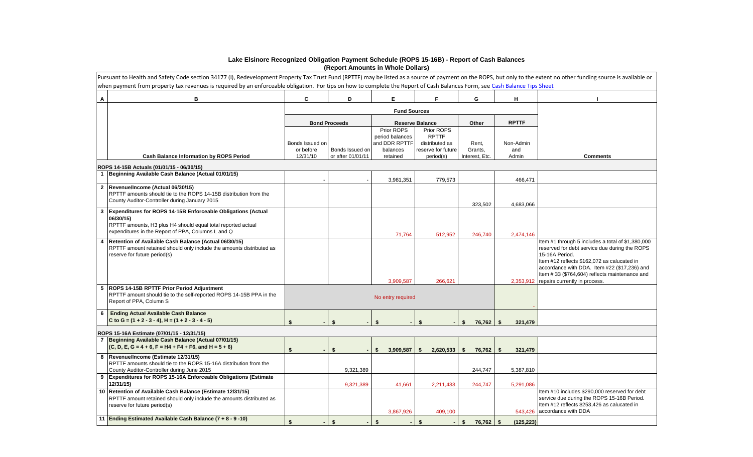# Lake Elsinore Recognized Obligation Payment Schedule (ROPS 15-16B) - Report of Cash Balances

**(Report Amounts in Whole Dollars)**

Pursuant to Health and Safety Code section 34177 (l), Redevelopment Property Tax Trust Fund (RPTTF) may be listed as a source of payment on the ROPS, but only to the extent no other funding source is available or when payment from property tax revenues is required by an enforceable obligation. For tips on how to complete the Report of Cash Balances Form, see Cash Balance Tips Sheet

| A | B | C | D | E | F | G | H | I |
|---|---|---|---|---|---|---|---|---|
| | | Fund Sources | | | | | | |
| | | Bond Proceeds | | Reserve Balance | | Other | RPTTF | |
| | Cash Balance Information by ROPS Period | Bonds Issued on or before 12/31/10 | Bonds Issued on or after 01/01/11 | Prior ROPS period balances and DDR RPTTF balances retained | Prior ROPS RPTTF distributed as reserve for future period(s) | Rent, Grants, Interest, Etc. | Non-Admin and Admin | Comments |
| | **ROPS 14-15B Actuals (01/01/15 - 06/30/15)** | | | | | | | |
| 1 | **Beginning Available Cash Balance (Actual 01/01/15)** | - | - | 3,981,351 | 779,573 | | 466,471 | |
| 2 | **Revenue/Income (Actual 06/30/15)** RPTTF amounts should tie to the ROPS 14-15B distribution from the County Auditor-Controller during January 2015 | | | | | 323,502 | 4,683,066 | |
| 3 | **Expenditures for ROPS 14-15B Enforceable Obligations (Actual 06/30/15)** RPTTF amounts, H3 plus H4 should equal total reported actual expenditures in the Report of PPA, Columns L and Q | | | 71,764 | 512,952 | 246,740 | 2,474,146 | |
| 4 | **Retention of Available Cash Balance (Actual 06/30/15)** RPTTF amount retained should only include the amounts distributed as reserve for future period(s) | | | 3,909,587 | 266,621 | | 2,353,912 | Item #1 through 5 includes a total of $1,380,000 reserved for debt service due during the ROPS 15-16A Period. Item #12 reflects $162,072 as calcuated in accordance with DDA. Item #22 ($17,236) and Item # 33 ($764,604) reflects maintenance and repairs currently in process. |
| 5 | **ROPS 14-15B RPTTF Prior Period Adjustment** RPTTF amount should tie to the self-reported ROPS 14-15B PPA in the Report of PPA, Column S | No entry required | | | | | - | |
| 6 | **Ending Actual Available Cash Balance** C to G = (1 + 2 - 3 - 4), H = (1 + 2 - 3 - 4 - 5) | $ - | $ - | $ - | $ - | $ 76,762 | $ 321,479 | |
| | **ROPS 15-16A Estimate (07/01/15 - 12/31/15)** | | | | | | | |
| 7 | **Beginning Available Cash Balance (Actual 07/01/15)** (C, D, E, G = 4 + 6, F = H4 + F4 + F6, and H = 5 + 6) | $ - | $ - | $ 3,909,587 | $ 2,620,533 | $ 76,762 | $ 321,479 | |
| 8 | **Revenue/Income (Estimate 12/31/15)** RPTTF amounts should tie to the ROPS 15-16A distribution from the County Auditor-Controller during June 2015 | | 9,321,389 | | | 244,747 | 5,387,810 | |
| 9 | **Expenditures for ROPS 15-16A Enforceable Obligations (Estimate 12/31/15)** | | 9,321,389 | 41,661 | 2,211,433 | 244,747 | 5,291,086 | |
| 10 | **Retention of Available Cash Balance (Estimate 12/31/15)** RPTTF amount retained should only include the amounts distributed as reserve for future period(s) | | | 3,867,926 | 409,100 | | 543,426 | Item #10 includes $290,000 reserved for debt service due during the ROPS 15-16B Period. Item #12 reflects $253,426 as calcuated in accordance with DDA |
| 11 | **Ending Estimated Available Cash Balance (7 + 8 - 9 -10)** | $ - | $ - | $ - | $ - | $ 76,762 | $ (125,223) | |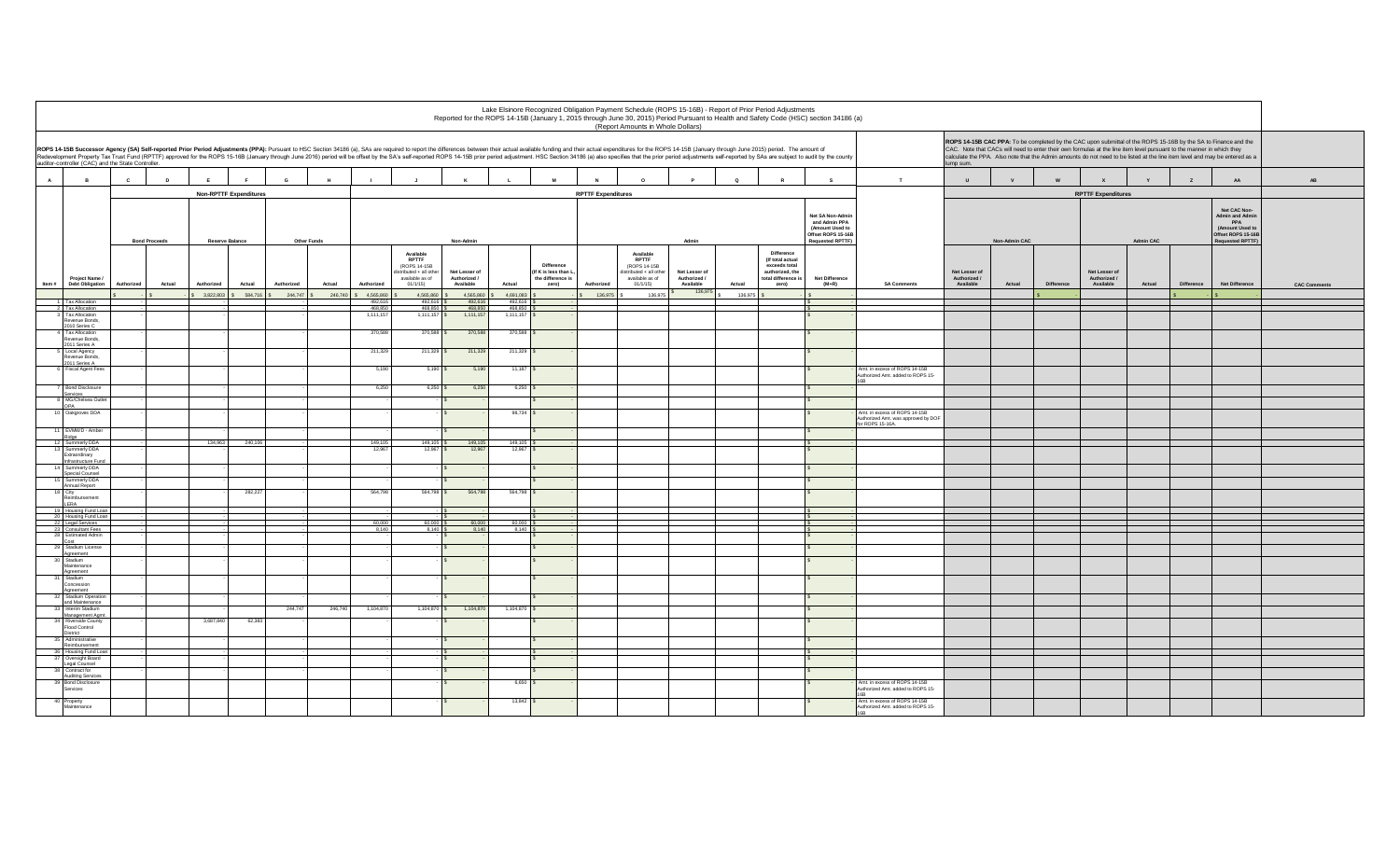Lake Elsinore Recognized Obligation Payment Schedule (ROPS 15-16B) - Report of Prior Period Adjustments
Reported for the ROPS 14-15B (January 1, 2015 through June 30, 2015) Period Pursuant to Health and Safety Code (HSC) section 34186 (a)
(Report Amounts in Whole Dollars)

ROPS 14-15B Successor Agency (SA) Self-reported Prior Period Adjustments (PPA): Pursuant to HSC Section 34186 (a), SAs are required to report the differences between their actual available funding and their actual expenditures for the ROPS 14-15B (January through June 2015) period. The amount of Redevelopment Property Tax Trust Fund (RPTTF) approved for the ROPS 15-16B (January through June 2016) period will be offset by the SA's self-reported ROPS 14-15B prior period adjustment. HSC Section 34186 (a) also specifies that the prior period adjustments self-reported by SAs are subject to audit by the county auditor-controller (CAC) and the State Controller.

ROPS 14-15B CAC PPA: To be completed by the CAC upon submittal of the ROPS 15-16B by the SA to Finance and the CAC. Note that CACs will need to enter their own formulas at the line item level pursuant to the manner in which they calculate the PPA. Also note that the Admin amounts do not need to be listed at the line item level and may be entered as a lump sum.

| A | B | C | D | E | F | G | H | I | J | K | L | M | N | O | P | Q | R | S | T | U | V | W | X | Y | Z | AA | AB |
|---|---|---|---|---|---|---|---|---|---|---|---|---|---|---|---|---|---|---|---|---|---|---|---|---|---|---|---|
| | | Non-RPTTF Expenditures | | | | | | RPTTF Expenditures | | | | | | | | | | | | RPTTF Expenditures | | | | | | | |
| | | Bond Proceeds | | Reserve Balance | | Other Funds | | Non-Admin | | | | | Admin | | | | | Net SA Non-Admin and Admin PPA (Amount Used to Offset ROPS 15-16B Requested RPTTF) | | Non-Admin CAC | | | Admin CAC | | | Net CAC Non-Admin and Admin PPA (Amount Used to Offset ROPS 15-16B Requested RPTTF) | |
| Item # | Project Name / Debt Obligation | Authorized | Actual | Authorized | Actual | Authorized | Actual | Authorized | Available RPTTF (ROPS 14-15B distributed + all other available as of 01/1/15) | Net Lesser of Authorized / Available | Actual | Difference (If K is less than L, the difference is zero) | Authorized | Available RPTTF (ROPS 14-15B distributed + all other available as of 01/1/15) | Net Lesser of Authorized / Available | Actual | Difference (If total actual exceeds total authorized, the total difference is zero) | Net Difference (M+R) | SA Comments | Net Lesser of Authorized / Available | Actual | Difference | Net Lesser of Authorized / Available | Actual | Difference | Net Difference | CAC Comments |
| | | $ - | $ - | $ 3,822,803 | $ 584,716 | $ 244,747 | $ 246,740 | $ 4,565,869 | $ 4,565,869 | $ 4,565,869 | $ 4,691,083 | $ - | $ 136,975 | $ 136,975 | $ 136,975 | $ 136,975 | $ - | $ - | | | | $ - | | | $ - | $ - | |
| 1 | Tax Allocation | - | | | | | | 492,616 | 492,616 | $ 492,616 | 492,616 | $ - | | | | | | $ - | | | | | | | | | |
| 2 | Tax Allocation | - | | | | | | 466,850 | 466,850 | $ 466,850 | 466,850 | $ - | | | | | | $ - | | | | | | | | | |
| 3 | Tax Allocation Revenue Bonds, 2010 Series C | - | | | | | | 1,111,157 | 1,111,157 | $ 1,111,157 | 1,111,157 | $ - | | | | | | $ - | | | | | | | | | |
| 4 | Tax Allocation Revenue Bonds, 2011 Series A | - | | | | | | 370,588 | 370,588 | $ 370,588 | 370,588 | $ - | | | | | | $ - | | | | | | | | | |
| 5 | Local Agency Revenue Bonds, 2011 Series A | - | | | | | | 211,329 | 211,329 | $ 211,329 | 211,329 | $ - | | | | | | $ - | | | | | | | | | |
| 6 | Fiscal Agent Fees | - | | - | | | - | 5,190 | 5,190 | $ 5,190 | 11,187 | $ - | | | | | | $ - | Amt. in excess of ROPS 14-15B Authorized Amt. added to ROPS 15-16B. | | | | | | | | |
| 7 | Bond Disclosure Services | - | | - | | | - | 6,250 | 6,250 | $ 6,250 | 6,250 | $ - | | | | | | $ - | | | | | | | | | |
| 8 | MG/Chelsea Outlet DPA | - | | - | | | - | - | - | $ - | - | $ - | | | | | | $ - | | | | | | | | | |
| 10 | Oakgroves DDA | - | | - | | | - | - | - | $ - | 88,724 | $ - | | | | | | $ - | Amt. in excess of ROPS 14-15B Authorized Amt. was approved by DOF for ROPS 15-16A. | | | | | | | | |
| 11 | SVMWD - Amber Ridge | - | | - | | | - | - | - | $ - | - | $ - | | | | | | $ - | | | | | | | | | |
| 12 | Summerly DDA | - | | 134,963 | 240,106 | | - | 149,105 | 149,105 | $ 149,105 | 149,105 | $ - | | | | | | $ - | | | | | | | | | |
| 13 | Summerly DDA Extraordinary Infrastructure Fund | - | | - | | | - | 12,967 | 12,967 | $ 12,967 | 12,967 | $ - | | | | | | $ - | | | | | | | | | |
| 14 | Summerly DDA Special Counsel | - | | - | | | - | - | - | $ - | - | $ - | | | | | | $ - | | | | | | | | | |
| 15 | Summerly DDA Annual Report | - | | - | | | - | - | - | $ - | - | $ - | | | | | | $ - | | | | | | | | | |
| 18 | City Reimbursement LERA | - | | - | 282,227 | | - | 564,798 | 564,798 | $ 564,798 | 564,798 | $ - | | | | | | $ - | | | | | | | | | |
| 19 | Housing Fund Loan | - | | - | | | - | - | - | $ - | - | $ - | | | | | | $ - | | | | | | | | | |
| 20 | Housing Fund Loan | - | | - | | | - | - | - | $ - | - | $ - | | | | | | $ - | | | | | | | | | |
| 22 | Legal Services | - | | - | | | - | 60,000 | 60,000 | $ 60,000 | 60,000 | $ - | | | | | | $ - | | | | | | | | | |
| 23 | Consultant Fees | - | | - | | | - | 8,140 | 8,140 | $ 8,140 | 8,140 | $ - | | | | | | $ - | | | | | | | | | |
| 28 | Estimated Admin Cost | - | | - | | | - | - | - | $ - | - | $ - | | | | | | $ - | | | | | | | | | |
| 29 | Stadium License Agreement | - | | - | | | - | - | - | $ - | - | $ - | | | | | | $ - | | | | | | | | | |
| 30 | Stadium Maintenance Agreement | - | | - | | | - | - | - | $ - | - | $ - | | | | | | $ - | | | | | | | | | |
| 31 | Stadium Concession Agreement | - | | - | | | - | - | - | $ - | - | $ - | | | | | | $ - | | | | | | | | | |
| 32 | Stadium Operation and Maintenance | - | | - | | | - | - | - | $ - | - | $ - | | | | | | $ - | | | | | | | | | |
| 33 | Interim Stadium Management Agmt. | - | | - | | 244,747 | 246,740 | 1,104,870 | 1,104,870 | $ 1,104,870 | 1,104,870 | $ - | | | | | | $ - | | | | | | | | | |
| 34 | Riverside County Flood Control District | - | | 3,687,840 | 62,383 | | - | - | - | $ - | - | $ - | | | | | | $ - | | | | | | | | | |
| 35 | Administrative Reimbursement | - | | - | | | - | - | - | $ - | - | $ - | | | | | | $ - | | | | | | | | | |
| 36 | Housing Fund Loan | - | | - | | | - | - | - | $ - | - | $ - | | | | | | $ - | | | | | | | | | |
| 37 | Oversight Board Legal Counsel | - | | - | | | - | - | - | $ - | - | $ - | | | | | | $ - | | | | | | | | | |
| 38 | Contract for Auditing Services | - | | - | | | - | - | - | $ - | - | $ - | | | | | | $ - | | | | | | | | | |
| 39 | Bond Disclosure Services | | | | | | | | | $ - | 6,650 | $ - | | | | | | $ - | Amt. in excess of ROPS 14-15B Authorized Amt. added to ROPS 15-16B. | | | | | | | | |
| 40 | Property Maintenance | | | | | | | | | $ - | 13,842 | $ - | | | | | | $ - | Amt. in excess of ROPS 14-15B Authorized Amt. added to ROPS 15-16B. | | | | | | | | |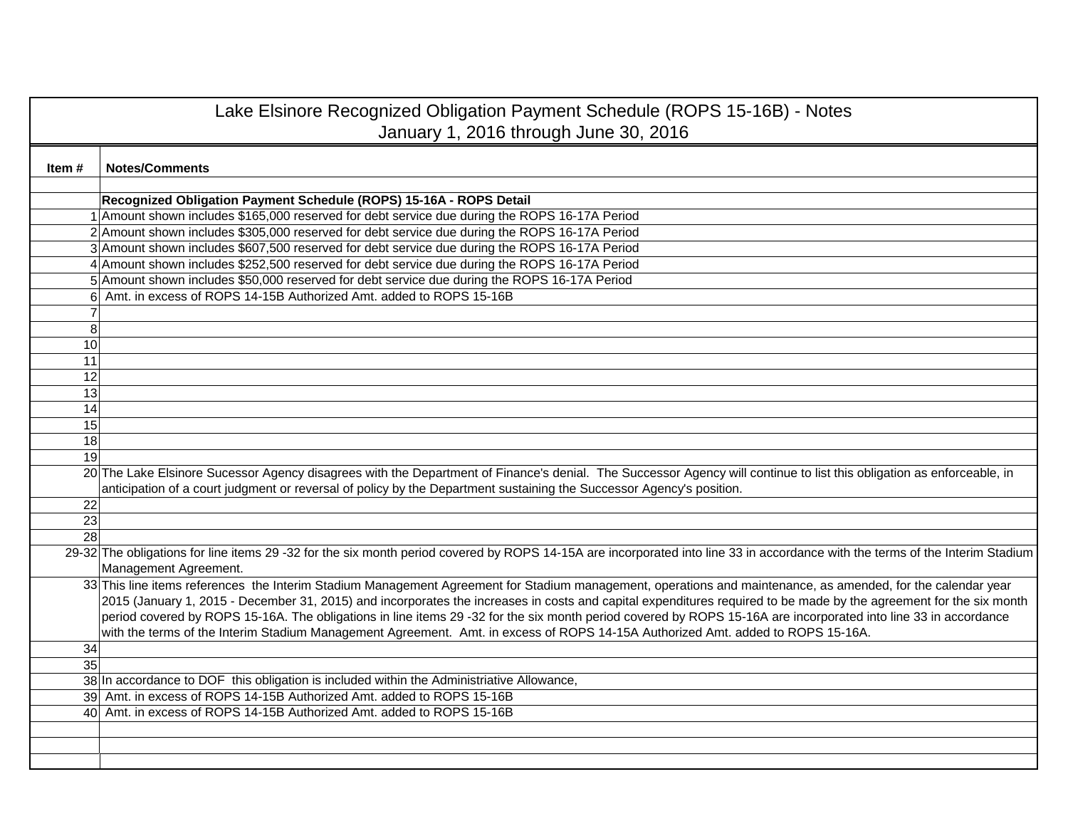# Lake Elsinore Recognized Obligation Payment Schedule (ROPS 15-16B) - Notes

## January 1, 2016 through June 30, 2016

| Item # | Notes/Comments |
|---|---|
| | |
| | **Recognized Obligation Payment Schedule (ROPS) 15-16A - ROPS Detail** |
| 1 | Amount shown includes $165,000 reserved for debt service due during the ROPS 16-17A Period |
| 2 | Amount shown includes $305,000 reserved for debt service due during the ROPS 16-17A Period |
| 3 | Amount shown includes $607,500 reserved for debt service due during the ROPS 16-17A Period |
| 4 | Amount shown includes $252,500 reserved for debt service due during the ROPS 16-17A Period |
| 5 | Amount shown includes $50,000 reserved for debt service due during the ROPS 16-17A Period |
| 6 | Amt. in excess of ROPS 14-15B Authorized Amt. added to ROPS 15-16B |
| 7 | |
| 8 | |
| 10 | |
| 11 | |
| 12 | |
| 13 | |
| 14 | |
| 15 | |
| 18 | |
| 19 | |
| 20 | The Lake Elsinore Sucessor Agency disagrees with the Department of Finance's denial. The Successor Agency will continue to list this obligation as enforceable, in anticipation of a court judgment or reversal of policy by the Department sustaining the Successor Agency's position. |
| 22 | |
| 23 | |
| 28 | |
| 29-32 | The obligations for line items 29 -32 for the six month period covered by ROPS 14-15A are incorporated into line 33 in accordance with the terms of the Interim Stadium Management Agreement. |
| 33 | This line items references the Interim Stadium Management Agreement for Stadium management, operations and maintenance, as amended, for the calendar year 2015 (January 1, 2015 - December 31, 2015) and incorporates the increases in costs and capital expenditures required to be made by the agreement for the six month period covered by ROPS 15-16A. The obligations in line items 29 -32 for the six month period covered by ROPS 15-16A are incorporated into line 33 in accordance with the terms of the Interim Stadium Management Agreement. Amt. in excess of ROPS 14-15A Authorized Amt. added to ROPS 15-16A. |
| 34 | |
| 35 | |
| 38 | In accordance to DOF this obligation is included within the Administriative Allowance, |
| 39 | Amt. in excess of ROPS 14-15B Authorized Amt. added to ROPS 15-16B |
| 40 | Amt. in excess of ROPS 14-15B Authorized Amt. added to ROPS 15-16B |
| | |
| | |
| | |